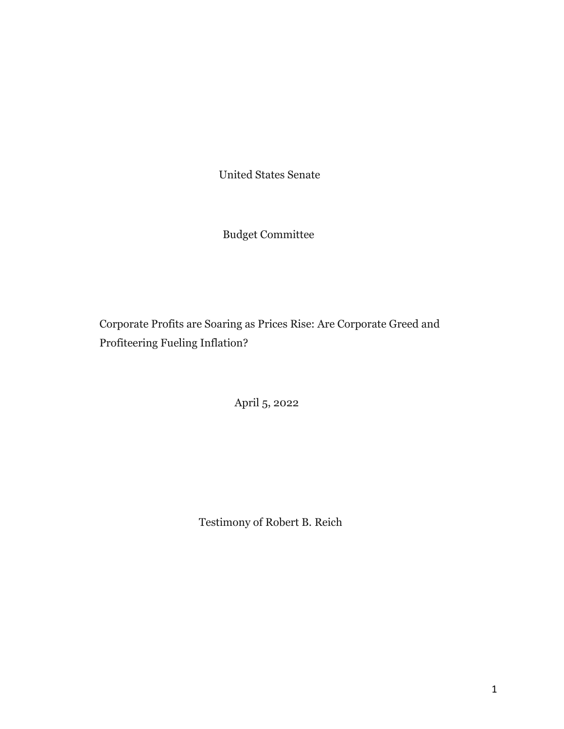United States Senate

Budget Committee

Corporate Profits are Soaring as Prices Rise: Are Corporate Greed and Profiteering Fueling Inflation?

April 5, 2022

Testimony of Robert B. Reich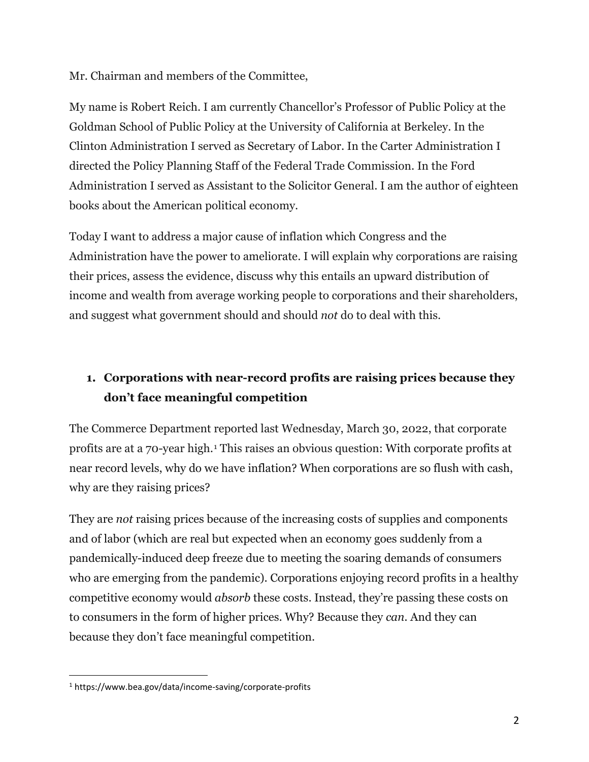Mr. Chairman and members of the Committee,

My name is Robert Reich. I am currently Chancellor's Professor of Public Policy at the Goldman School of Public Policy at the University of California at Berkeley. In the Clinton Administration I served as Secretary of Labor. In the Carter Administration I directed the Policy Planning Staff of the Federal Trade Commission. In the Ford Administration I served as Assistant to the Solicitor General. I am the author of eighteen books about the American political economy.

Today I want to address a major cause of inflation which Congress and the Administration have the power to ameliorate. I will explain why corporations are raising their prices, assess the evidence, discuss why this entails an upward distribution of income and wealth from average working people to corporations and their shareholders, and suggest what government should and should *not* do to deal with this.

## 1. Corporations with near-record profits are raising prices because they don't face meaningful competition

The Commerce Department reported last Wednesday, March 30, 2022, that corporate profits are at a 70-year high.[1] This raises an obvious question: With corporate profits at near record levels, why do we have inflation? When corporations are so flush with cash, why are they raising prices?

They are *not* raising prices because of the increasing costs of supplies and components and of labor (which are real but expected when an economy goes suddenly from a pandemically-induced deep freeze due to meeting the soaring demands of consumers who are emerging from the pandemic). Corporations enjoying record profits in a healthy competitive economy would *absorb* these costs. Instead, they're passing these costs on to consumers in the form of higher prices. Why? Because they *can*. And they can because they don't face meaningful competition.

[1] https://www.bea.gov/data/income-saving/corporate-profits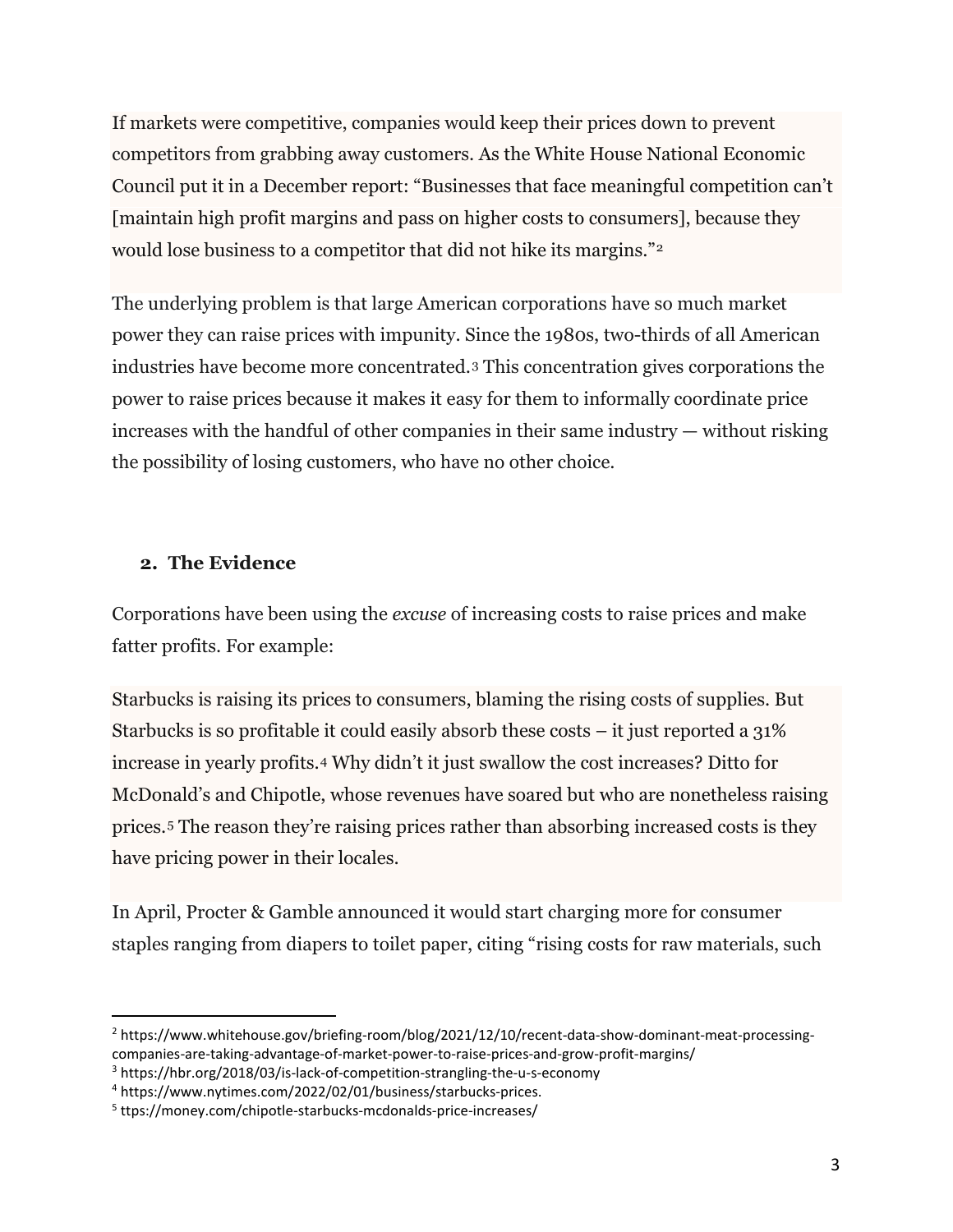If markets were competitive, companies would keep their prices down to prevent competitors from grabbing away customers. As the White House National Economic Council put it in a December report: "Businesses that face meaningful competition can't [maintain high profit margins and pass on higher costs to consumers], because they would lose business to a competitor that did not hike its margins."[2]

The underlying problem is that large American corporations have so much market power they can raise prices with impunity. Since the 1980s, two-thirds of all American industries have become more concentrated.[3] This concentration gives corporations the power to raise prices because it makes it easy for them to informally coordinate price increases with the handful of other companies in their same industry — without risking the possibility of losing customers, who have no other choice.

## 2. The Evidence

Corporations have been using the *excuse* of increasing costs to raise prices and make fatter profits. For example:

Starbucks is raising its prices to consumers, blaming the rising costs of supplies. But Starbucks is so profitable it could easily absorb these costs – it just reported a 31% increase in yearly profits.[4] Why didn't it just swallow the cost increases? Ditto for McDonald's and Chipotle, whose revenues have soared but who are nonetheless raising prices.[5] The reason they're raising prices rather than absorbing increased costs is they have pricing power in their locales.

In April, Procter & Gamble announced it would start charging more for consumer staples ranging from diapers to toilet paper, citing "rising costs for raw materials, such

---

[2] https://www.whitehouse.gov/briefing-room/blog/2021/12/10/recent-data-show-dominant-meat-processing-companies-are-taking-advantage-of-market-power-to-raise-prices-and-grow-profit-margins/

[3] https://hbr.org/2018/03/is-lack-of-competition-strangling-the-u-s-economy

[4] https://www.nytimes.com/2022/02/01/business/starbucks-prices.

[5] ttps://money.com/chipotle-starbucks-mcdonalds-price-increases/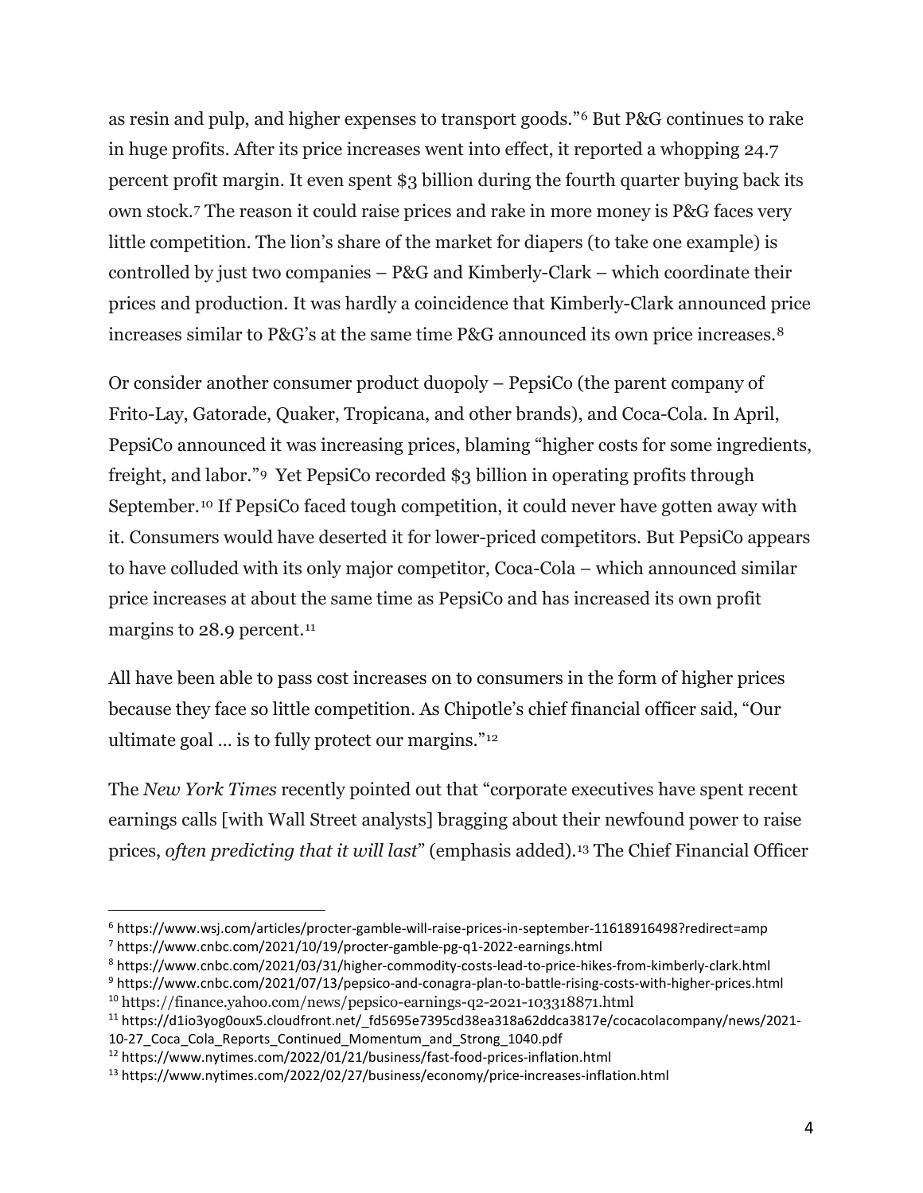as resin and pulp, and higher expenses to transport goods."[6] But P&G continues to rake in huge profits. After its price increases went into effect, it reported a whopping 24.7 percent profit margin. It even spent $3 billion during the fourth quarter buying back its own stock.[7] The reason it could raise prices and rake in more money is P&G faces very little competition. The lion's share of the market for diapers (to take one example) is controlled by just two companies – P&G and Kimberly-Clark – which coordinate their prices and production. It was hardly a coincidence that Kimberly-Clark announced price increases similar to P&G's at the same time P&G announced its own price increases.[8]

Or consider another consumer product duopoly – PepsiCo (the parent company of Frito-Lay, Gatorade, Quaker, Tropicana, and other brands), and Coca-Cola. In April, PepsiCo announced it was increasing prices, blaming "higher costs for some ingredients, freight, and labor."[9] Yet PepsiCo recorded $3 billion in operating profits through September.[10] If PepsiCo faced tough competition, it could never have gotten away with it. Consumers would have deserted it for lower-priced competitors. But PepsiCo appears to have colluded with its only major competitor, Coca-Cola – which announced similar price increases at about the same time as PepsiCo and has increased its own profit margins to 28.9 percent.[11]

All have been able to pass cost increases on to consumers in the form of higher prices because they face so little competition. As Chipotle's chief financial officer said, "Our ultimate goal … is to fully protect our margins."[12]

The *New York Times* recently pointed out that "corporate executives have spent recent earnings calls [with Wall Street analysts] bragging about their newfound power to raise prices, *often predicting that it will last*" (emphasis added).[13] The Chief Financial Officer

---

[6] https://www.wsj.com/articles/procter-gamble-will-raise-prices-in-september-11618916498?redirect=amp

[7] https://www.cnbc.com/2021/10/19/procter-gamble-pg-q1-2022-earnings.html

[8] https://www.cnbc.com/2021/03/31/higher-commodity-costs-lead-to-price-hikes-from-kimberly-clark.html

[9] https://www.cnbc.com/2021/07/13/pepsico-and-conagra-plan-to-battle-rising-costs-with-higher-prices.html

[10] https://finance.yahoo.com/news/pepsico-earnings-q2-2021-103318871.html

[11] https://d1io3yog0oux5.cloudfront.net/_fd5695e7395cd38ea318a62ddca3817e/cocacolacompany/news/2021-10-27_Coca_Cola_Reports_Continued_Momentum_and_Strong_1040.pdf

[12] https://www.nytimes.com/2022/01/21/business/fast-food-prices-inflation.html

[13] https://www.nytimes.com/2022/02/27/business/economy/price-increases-inflation.html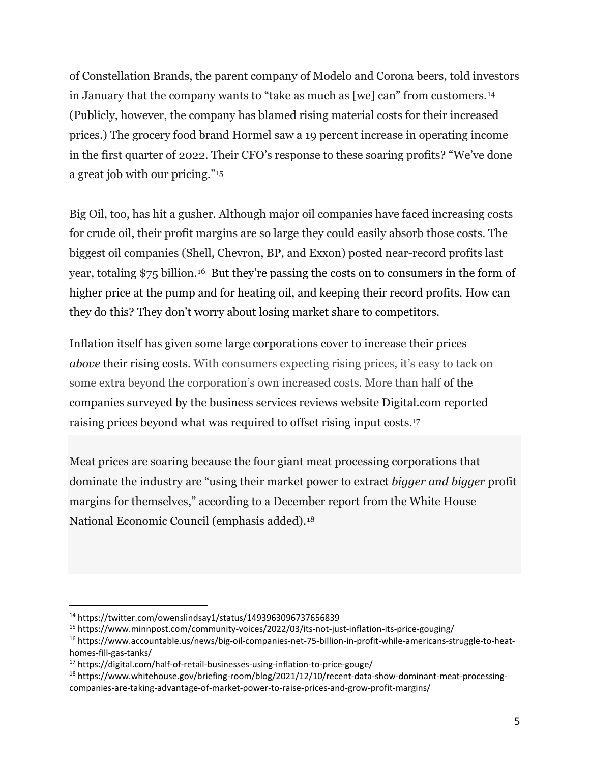of Constellation Brands, the parent company of Modelo and Corona beers, told investors in January that the company wants to "take as much as [we] can" from customers.[14] (Publicly, however, the company has blamed rising material costs for their increased prices.) The grocery food brand Hormel saw a 19 percent increase in operating income in the first quarter of 2022. Their CFO's response to these soaring profits? "We've done a great job with our pricing."[15]

Big Oil, too, has hit a gusher. Although major oil companies have faced increasing costs for crude oil, their profit margins are so large they could easily absorb those costs. The biggest oil companies (Shell, Chevron, BP, and Exxon) posted near-record profits last year, totaling $75 billion.[16] But they're passing the costs on to consumers in the form of higher price at the pump and for heating oil, and keeping their record profits. How can they do this? They don't worry about losing market share to competitors.

Inflation itself has given some large corporations cover to increase their prices *above* their rising costs. With consumers expecting rising prices, it's easy to tack on some extra beyond the corporation's own increased costs. More than half of the companies surveyed by the business services reviews website Digital.com reported raising prices beyond what was required to offset rising input costs.[17]

Meat prices are soaring because the four giant meat processing corporations that dominate the industry are "using their market power to extract *bigger and bigger* profit margins for themselves," according to a December report from the White House National Economic Council (emphasis added).[18]

---

[14] https://twitter.com/owenslindsay1/status/1493963096737656839

[15] https://www.minnpost.com/community-voices/2022/03/its-not-just-inflation-its-price-gouging/

[16] https://www.accountable.us/news/big-oil-companies-net-75-billion-in-profit-while-americans-struggle-to-heat-homes-fill-gas-tanks/

[17] https://digital.com/half-of-retail-businesses-using-inflation-to-price-gouge/

[18] https://www.whitehouse.gov/briefing-room/blog/2021/12/10/recent-data-show-dominant-meat-processing-companies-are-taking-advantage-of-market-power-to-raise-prices-and-grow-profit-margins/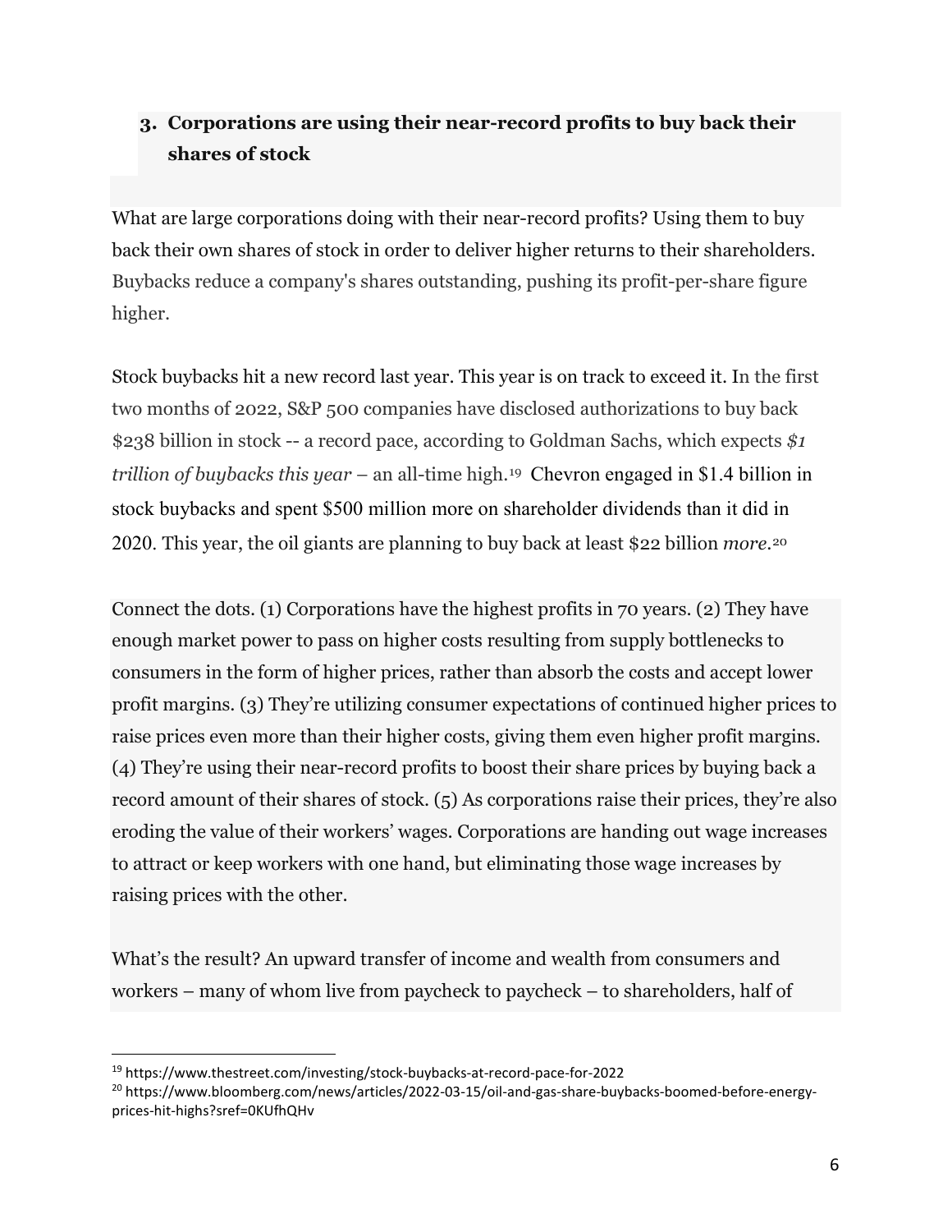### 3. Corporations are using their near-record profits to buy back their shares of stock

What are large corporations doing with their near-record profits? Using them to buy back their own shares of stock in order to deliver higher returns to their shareholders. Buybacks reduce a company's shares outstanding, pushing its profit-per-share figure higher.

Stock buybacks hit a new record last year. This year is on track to exceed it. In the first two months of 2022, S&P 500 companies have disclosed authorizations to buy back $238 billion in stock -- a record pace, according to Goldman Sachs, which expects *$1 trillion of buybacks this year* – an all-time high.[19] Chevron engaged in $1.4 billion in stock buybacks and spent $500 million more on shareholder dividends than it did in 2020. This year, the oil giants are planning to buy back at least $22 billion *more*.[20]

Connect the dots. (1) Corporations have the highest profits in 70 years. (2) They have enough market power to pass on higher costs resulting from supply bottlenecks to consumers in the form of higher prices, rather than absorb the costs and accept lower profit margins. (3) They're utilizing consumer expectations of continued higher prices to raise prices even more than their higher costs, giving them even higher profit margins. (4) They're using their near-record profits to boost their share prices by buying back a record amount of their shares of stock. (5) As corporations raise their prices, they're also eroding the value of their workers' wages. Corporations are handing out wage increases to attract or keep workers with one hand, but eliminating those wage increases by raising prices with the other.

What's the result? An upward transfer of income and wealth from consumers and workers – many of whom live from paycheck to paycheck – to shareholders, half of

---

[19] https://www.thestreet.com/investing/stock-buybacks-at-record-pace-for-2022

[20] https://www.bloomberg.com/news/articles/2022-03-15/oil-and-gas-share-buybacks-boomed-before-energy-prices-hit-highs?sref=0KUfhQHv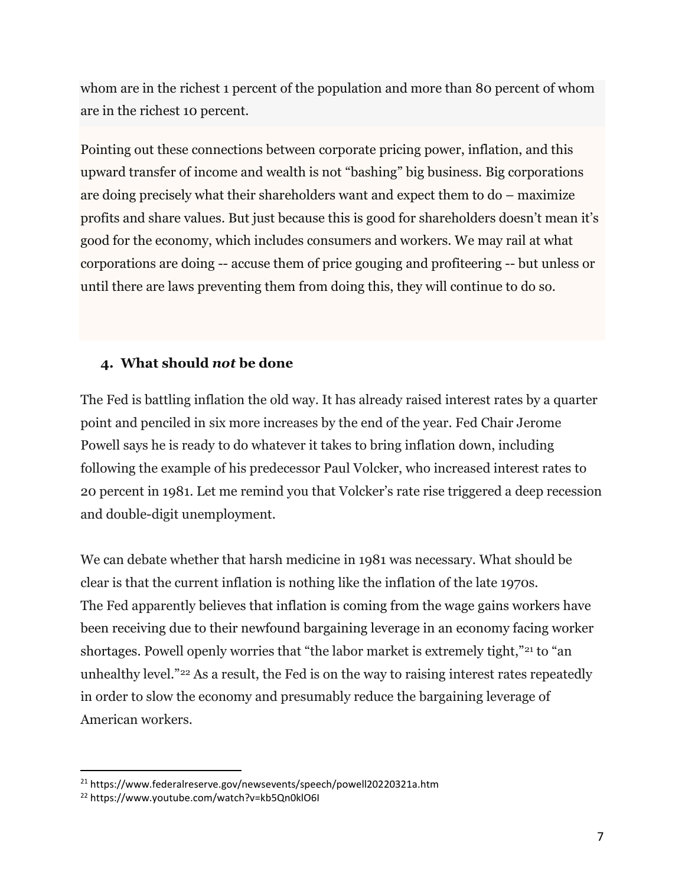whom are in the richest 1 percent of the population and more than 80 percent of whom are in the richest 10 percent.

Pointing out these connections between corporate pricing power, inflation, and this upward transfer of income and wealth is not "bashing" big business. Big corporations are doing precisely what their shareholders want and expect them to do – maximize profits and share values. But just because this is good for shareholders doesn't mean it's good for the economy, which includes consumers and workers. We may rail at what corporations are doing -- accuse them of price gouging and profiteering -- but unless or until there are laws preventing them from doing this, they will continue to do so.

## 4. What should *not* be done

The Fed is battling inflation the old way. It has already raised interest rates by a quarter point and penciled in six more increases by the end of the year. Fed Chair Jerome Powell says he is ready to do whatever it takes to bring inflation down, including following the example of his predecessor Paul Volcker, who increased interest rates to 20 percent in 1981. Let me remind you that Volcker's rate rise triggered a deep recession and double-digit unemployment.

We can debate whether that harsh medicine in 1981 was necessary. What should be clear is that the current inflation is nothing like the inflation of the late 1970s. The Fed apparently believes that inflation is coming from the wage gains workers have been receiving due to their newfound bargaining leverage in an economy facing worker shortages. Powell openly worries that "the labor market is extremely tight,"[21] to "an unhealthy level."[22] As a result, the Fed is on the way to raising interest rates repeatedly in order to slow the economy and presumably reduce the bargaining leverage of American workers.

[21] https://www.federalreserve.gov/newsevents/speech/powell20220321a.htm

[22] https://www.youtube.com/watch?v=kb5Qn0klO6I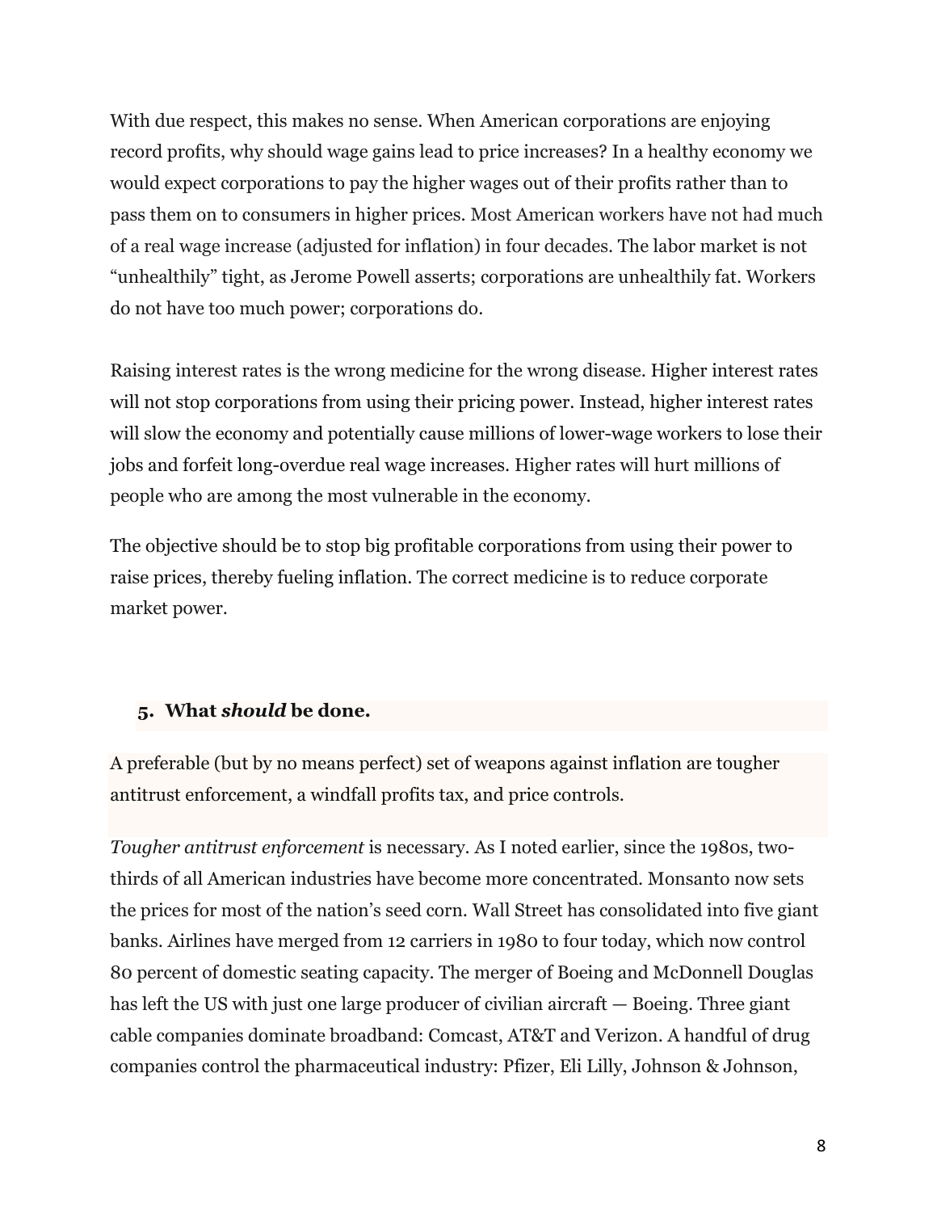With due respect, this makes no sense. When American corporations are enjoying record profits, why should wage gains lead to price increases? In a healthy economy we would expect corporations to pay the higher wages out of their profits rather than to pass them on to consumers in higher prices. Most American workers have not had much of a real wage increase (adjusted for inflation) in four decades. The labor market is not "unhealthily" tight, as Jerome Powell asserts; corporations are unhealthily fat. Workers do not have too much power; corporations do.

Raising interest rates is the wrong medicine for the wrong disease. Higher interest rates will not stop corporations from using their pricing power. Instead, higher interest rates will slow the economy and potentially cause millions of lower-wage workers to lose their jobs and forfeit long-overdue real wage increases. Higher rates will hurt millions of people who are among the most vulnerable in the economy.

The objective should be to stop big profitable corporations from using their power to raise prices, thereby fueling inflation. The correct medicine is to reduce corporate market power.

## 5. What *should* be done.

A preferable (but by no means perfect) set of weapons against inflation are tougher antitrust enforcement, a windfall profits tax, and price controls.

*Tougher antitrust enforcement* is necessary. As I noted earlier, since the 1980s, two-thirds of all American industries have become more concentrated. Monsanto now sets the prices for most of the nation's seed corn. Wall Street has consolidated into five giant banks. Airlines have merged from 12 carriers in 1980 to four today, which now control 80 percent of domestic seating capacity. The merger of Boeing and McDonnell Douglas has left the US with just one large producer of civilian aircraft — Boeing. Three giant cable companies dominate broadband: Comcast, AT&T and Verizon. A handful of drug companies control the pharmaceutical industry: Pfizer, Eli Lilly, Johnson & Johnson,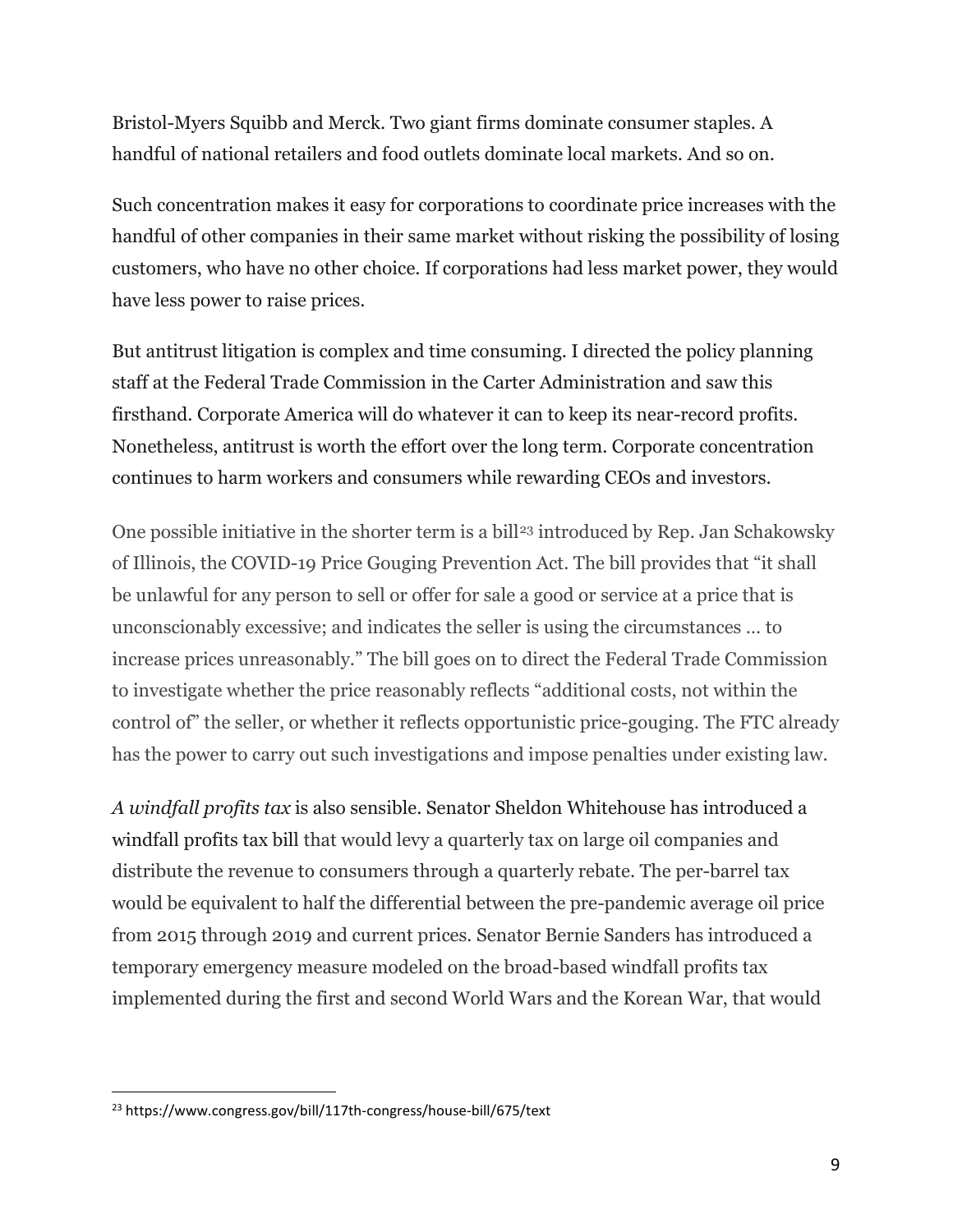Bristol-Myers Squibb and Merck. Two giant firms dominate consumer staples. A handful of national retailers and food outlets dominate local markets. And so on.

Such concentration makes it easy for corporations to coordinate price increases with the handful of other companies in their same market without risking the possibility of losing customers, who have no other choice. If corporations had less market power, they would have less power to raise prices.

But antitrust litigation is complex and time consuming. I directed the policy planning staff at the Federal Trade Commission in the Carter Administration and saw this firsthand. Corporate America will do whatever it can to keep its near-record profits. Nonetheless, antitrust is worth the effort over the long term. Corporate concentration continues to harm workers and consumers while rewarding CEOs and investors.

One possible initiative in the shorter term is a bill[23] introduced by Rep. Jan Schakowsky of Illinois, the COVID-19 Price Gouging Prevention Act. The bill provides that "it shall be unlawful for any person to sell or offer for sale a good or service at a price that is unconscionably excessive; and indicates the seller is using the circumstances … to increase prices unreasonably." The bill goes on to direct the Federal Trade Commission to investigate whether the price reasonably reflects "additional costs, not within the control of" the seller, or whether it reflects opportunistic price-gouging. The FTC already has the power to carry out such investigations and impose penalties under existing law.

*A windfall profits tax* is also sensible. Senator Sheldon Whitehouse has introduced a windfall profits tax bill that would levy a quarterly tax on large oil companies and distribute the revenue to consumers through a quarterly rebate. The per-barrel tax would be equivalent to half the differential between the pre-pandemic average oil price from 2015 through 2019 and current prices. Senator Bernie Sanders has introduced a temporary emergency measure modeled on the broad-based windfall profits tax implemented during the first and second World Wars and the Korean War, that would

---

[23] https://www.congress.gov/bill/117th-congress/house-bill/675/text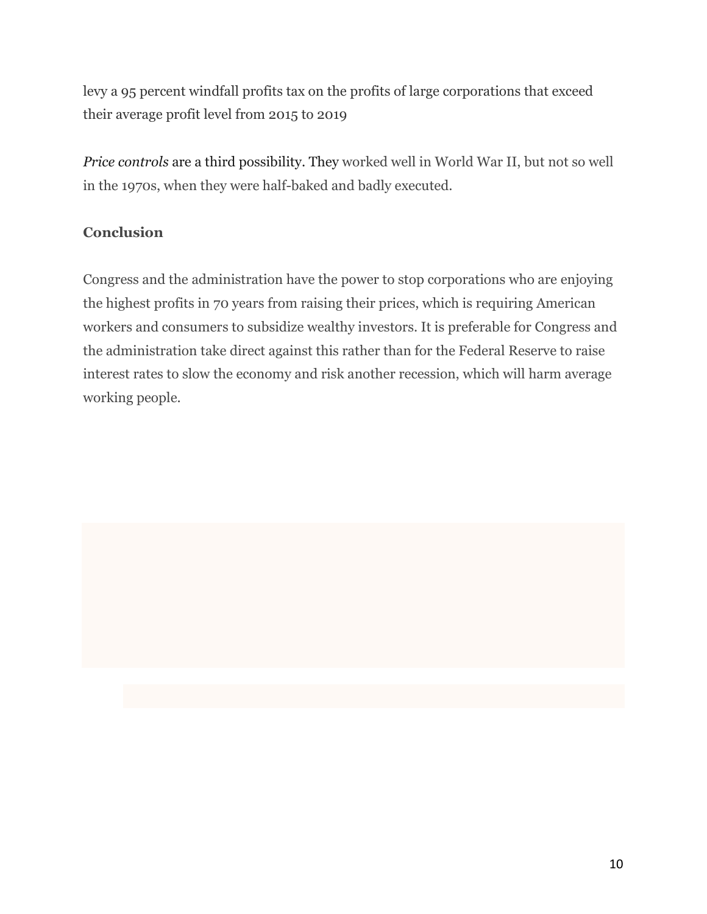levy a 95 percent windfall profits tax on the profits of large corporations that exceed their average profit level from 2015 to 2019

*Price controls* are a third possibility. They worked well in World War II, but not so well in the 1970s, when they were half-baked and badly executed.

**Conclusion**

Congress and the administration have the power to stop corporations who are enjoying the highest profits in 70 years from raising their prices, which is requiring American workers and consumers to subsidize wealthy investors. It is preferable for Congress and the administration take direct against this rather than for the Federal Reserve to raise interest rates to slow the economy and risk another recession, which will harm average working people.